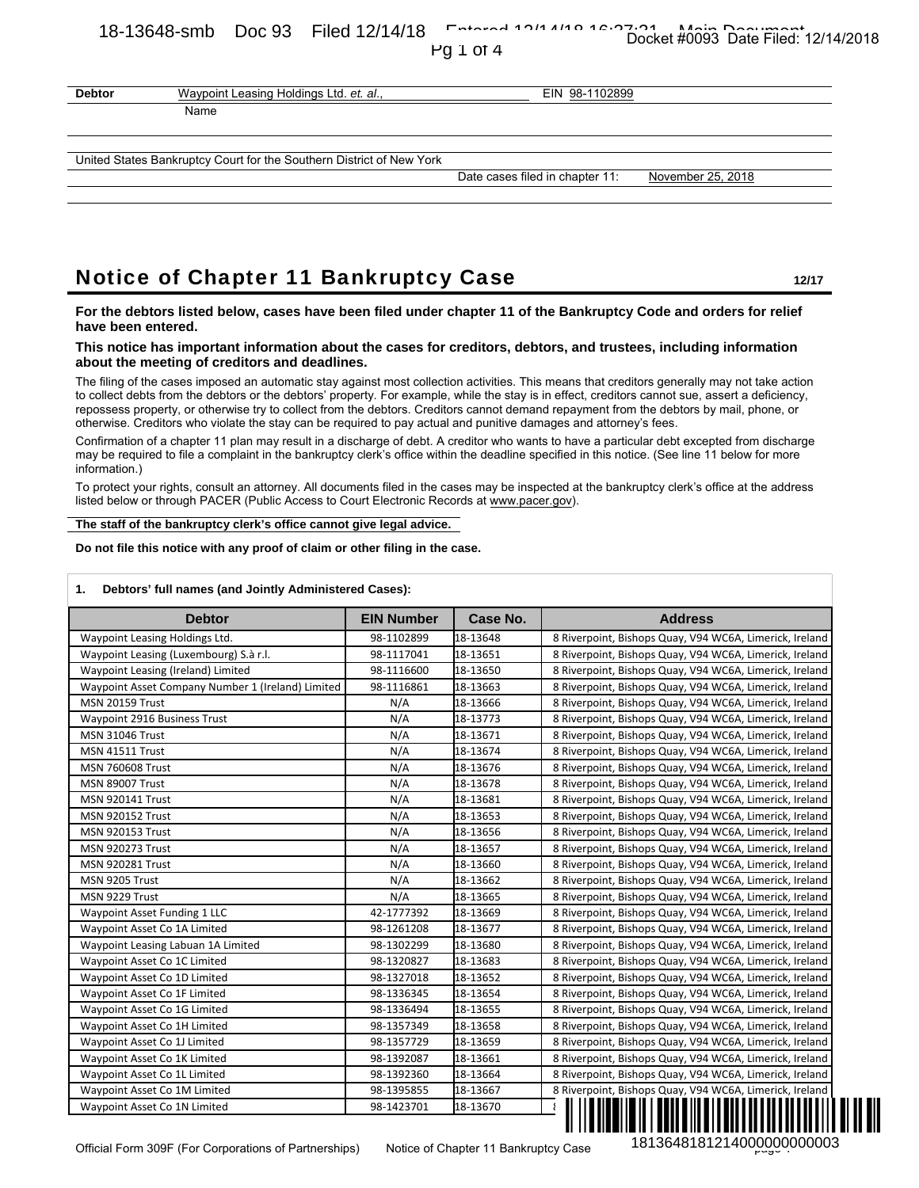| Debtor | Waypoint Leasing Holdings Ltd. *et. al*., | EIN 98-1102899 |
|---|---|---|
| | Name | |

United States Bankruptcy Court for the Southern District of New York

Date cases filed in chapter 11: November 25, 2018

# Notice of Chapter 11 Bankruptcy Case

12/17

**For the debtors listed below, cases have been filed under chapter 11 of the Bankruptcy Code and orders for relief have been entered.**

**This notice has important information about the cases for creditors, debtors, and trustees, including information about the meeting of creditors and deadlines.**

The filing of the cases imposed an automatic stay against most collection activities. This means that creditors generally may not take action to collect debts from the debtors or the debtors' property. For example, while the stay is in effect, creditors cannot sue, assert a deficiency, repossess property, or otherwise try to collect from the debtors. Creditors cannot demand repayment from the debtors by mail, phone, or otherwise. Creditors who violate the stay can be required to pay actual and punitive damages and attorney's fees.

Confirmation of a chapter 11 plan may result in a discharge of debt. A creditor who wants to have a particular debt excepted from discharge may be required to file a complaint in the bankruptcy clerk's office within the deadline specified in this notice. (See line 11 below for more information.)

To protect your rights, consult an attorney. All documents filed in the cases may be inspected at the bankruptcy clerk's office at the address listed below or through PACER (Public Access to Court Electronic Records at www.pacer.gov).

**The staff of the bankruptcy clerk's office cannot give legal advice.**

**Do not file this notice with any proof of claim or other filing in the case.**

**1. Debtors' full names (and Jointly Administered Cases):**

| Debtor | EIN Number | Case No. | Address |
|---|---|---|---|
| Waypoint Leasing Holdings Ltd. | 98-1102899 | 18-13648 | 8 Riverpoint, Bishops Quay, V94 WC6A, Limerick, Ireland |
| Waypoint Leasing (Luxembourg) S.à r.l. | 98-1117041 | 18-13651 | 8 Riverpoint, Bishops Quay, V94 WC6A, Limerick, Ireland |
| Waypoint Leasing (Ireland) Limited | 98-1116600 | 18-13650 | 8 Riverpoint, Bishops Quay, V94 WC6A, Limerick, Ireland |
| Waypoint Asset Company Number 1 (Ireland) Limited | 98-1116861 | 18-13663 | 8 Riverpoint, Bishops Quay, V94 WC6A, Limerick, Ireland |
| MSN 20159 Trust | N/A | 18-13666 | 8 Riverpoint, Bishops Quay, V94 WC6A, Limerick, Ireland |
| Waypoint 2916 Business Trust | N/A | 18-13773 | 8 Riverpoint, Bishops Quay, V94 WC6A, Limerick, Ireland |
| MSN 31046 Trust | N/A | 18-13671 | 8 Riverpoint, Bishops Quay, V94 WC6A, Limerick, Ireland |
| MSN 41511 Trust | N/A | 18-13674 | 8 Riverpoint, Bishops Quay, V94 WC6A, Limerick, Ireland |
| MSN 760608 Trust | N/A | 18-13676 | 8 Riverpoint, Bishops Quay, V94 WC6A, Limerick, Ireland |
| MSN 89007 Trust | N/A | 18-13678 | 8 Riverpoint, Bishops Quay, V94 WC6A, Limerick, Ireland |
| MSN 920141 Trust | N/A | 18-13681 | 8 Riverpoint, Bishops Quay, V94 WC6A, Limerick, Ireland |
| MSN 920152 Trust | N/A | 18-13653 | 8 Riverpoint, Bishops Quay, V94 WC6A, Limerick, Ireland |
| MSN 920153 Trust | N/A | 18-13656 | 8 Riverpoint, Bishops Quay, V94 WC6A, Limerick, Ireland |
| MSN 920273 Trust | N/A | 18-13657 | 8 Riverpoint, Bishops Quay, V94 WC6A, Limerick, Ireland |
| MSN 920281 Trust | N/A | 18-13660 | 8 Riverpoint, Bishops Quay, V94 WC6A, Limerick, Ireland |
| MSN 9205 Trust | N/A | 18-13662 | 8 Riverpoint, Bishops Quay, V94 WC6A, Limerick, Ireland |
| MSN 9229 Trust | N/A | 18-13665 | 8 Riverpoint, Bishops Quay, V94 WC6A, Limerick, Ireland |
| Waypoint Asset Funding 1 LLC | 42-1777392 | 18-13669 | 8 Riverpoint, Bishops Quay, V94 WC6A, Limerick, Ireland |
| Waypoint Asset Co 1A Limited | 98-1261208 | 18-13677 | 8 Riverpoint, Bishops Quay, V94 WC6A, Limerick, Ireland |
| Waypoint Leasing Labuan 1A Limited | 98-1302299 | 18-13680 | 8 Riverpoint, Bishops Quay, V94 WC6A, Limerick, Ireland |
| Waypoint Asset Co 1C Limited | 98-1320827 | 18-13683 | 8 Riverpoint, Bishops Quay, V94 WC6A, Limerick, Ireland |
| Waypoint Asset Co 1D Limited | 98-1327018 | 18-13652 | 8 Riverpoint, Bishops Quay, V94 WC6A, Limerick, Ireland |
| Waypoint Asset Co 1F Limited | 98-1336345 | 18-13654 | 8 Riverpoint, Bishops Quay, V94 WC6A, Limerick, Ireland |
| Waypoint Asset Co 1G Limited | 98-1336494 | 18-13655 | 8 Riverpoint, Bishops Quay, V94 WC6A, Limerick, Ireland |
| Waypoint Asset Co 1H Limited | 98-1357349 | 18-13658 | 8 Riverpoint, Bishops Quay, V94 WC6A, Limerick, Ireland |
| Waypoint Asset Co 1J Limited | 98-1357729 | 18-13659 | 8 Riverpoint, Bishops Quay, V94 WC6A, Limerick, Ireland |
| Waypoint Asset Co 1K Limited | 98-1392087 | 18-13661 | 8 Riverpoint, Bishops Quay, V94 WC6A, Limerick, Ireland |
| Waypoint Asset Co 1L Limited | 98-1392360 | 18-13664 | 8 Riverpoint, Bishops Quay, V94 WC6A, Limerick, Ireland |
| Waypoint Asset Co 1M Limited | 98-1395855 | 18-13667 | 8 Riverpoint, Bishops Quay, V94 WC6A, Limerick, Ireland |
| Waypoint Asset Co 1N Limited | 98-1423701 | 18-13670 | 8 |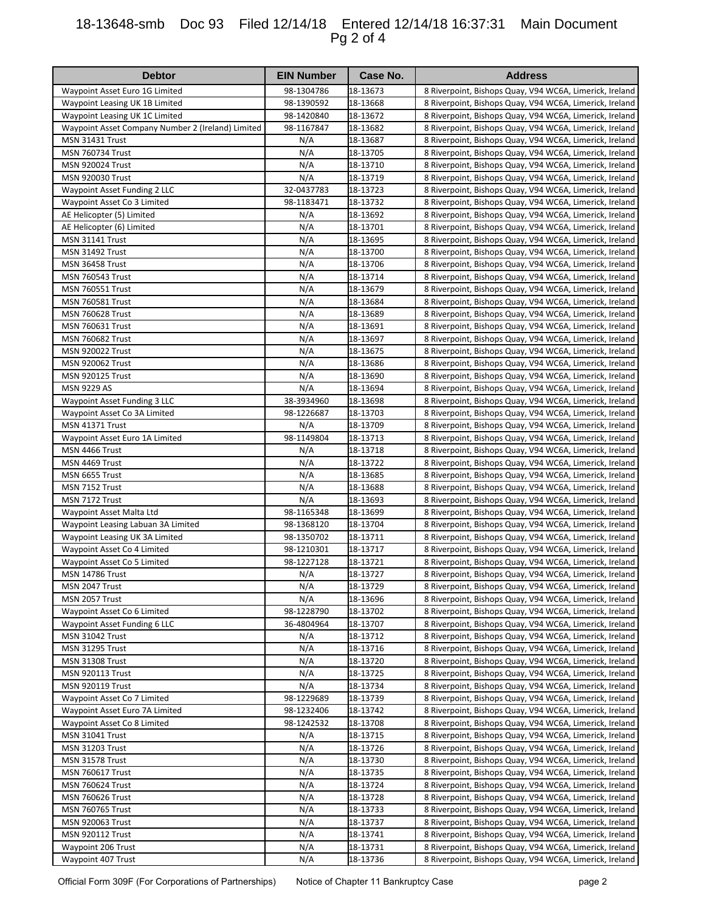| Debtor | EIN Number | Case No. | Address |
|---|---|---|---|
| Waypoint Asset Euro 1G Limited | 98-1304786 | 18-13673 | 8 Riverpoint, Bishops Quay, V94 WC6A, Limerick, Ireland |
| Waypoint Leasing UK 1B Limited | 98-1390592 | 18-13668 | 8 Riverpoint, Bishops Quay, V94 WC6A, Limerick, Ireland |
| Waypoint Leasing UK 1C Limited | 98-1420840 | 18-13672 | 8 Riverpoint, Bishops Quay, V94 WC6A, Limerick, Ireland |
| Waypoint Asset Company Number 2 (Ireland) Limited | 98-1167847 | 18-13682 | 8 Riverpoint, Bishops Quay, V94 WC6A, Limerick, Ireland |
| MSN 31431 Trust | N/A | 18-13687 | 8 Riverpoint, Bishops Quay, V94 WC6A, Limerick, Ireland |
| MSN 760734 Trust | N/A | 18-13705 | 8 Riverpoint, Bishops Quay, V94 WC6A, Limerick, Ireland |
| MSN 920024 Trust | N/A | 18-13710 | 8 Riverpoint, Bishops Quay, V94 WC6A, Limerick, Ireland |
| MSN 920030 Trust | N/A | 18-13719 | 8 Riverpoint, Bishops Quay, V94 WC6A, Limerick, Ireland |
| Waypoint Asset Funding 2 LLC | 32-0437783 | 18-13723 | 8 Riverpoint, Bishops Quay, V94 WC6A, Limerick, Ireland |
| Waypoint Asset Co 3 Limited | 98-1183471 | 18-13732 | 8 Riverpoint, Bishops Quay, V94 WC6A, Limerick, Ireland |
| AE Helicopter (5) Limited | N/A | 18-13692 | 8 Riverpoint, Bishops Quay, V94 WC6A, Limerick, Ireland |
| AE Helicopter (6) Limited | N/A | 18-13701 | 8 Riverpoint, Bishops Quay, V94 WC6A, Limerick, Ireland |
| MSN 31141 Trust | N/A | 18-13695 | 8 Riverpoint, Bishops Quay, V94 WC6A, Limerick, Ireland |
| MSN 31492 Trust | N/A | 18-13700 | 8 Riverpoint, Bishops Quay, V94 WC6A, Limerick, Ireland |
| MSN 36458 Trust | N/A | 18-13706 | 8 Riverpoint, Bishops Quay, V94 WC6A, Limerick, Ireland |
| MSN 760543 Trust | N/A | 18-13714 | 8 Riverpoint, Bishops Quay, V94 WC6A, Limerick, Ireland |
| MSN 760551 Trust | N/A | 18-13679 | 8 Riverpoint, Bishops Quay, V94 WC6A, Limerick, Ireland |
| MSN 760581 Trust | N/A | 18-13684 | 8 Riverpoint, Bishops Quay, V94 WC6A, Limerick, Ireland |
| MSN 760628 Trust | N/A | 18-13689 | 8 Riverpoint, Bishops Quay, V94 WC6A, Limerick, Ireland |
| MSN 760631 Trust | N/A | 18-13691 | 8 Riverpoint, Bishops Quay, V94 WC6A, Limerick, Ireland |
| MSN 760682 Trust | N/A | 18-13697 | 8 Riverpoint, Bishops Quay, V94 WC6A, Limerick, Ireland |
| MSN 920022 Trust | N/A | 18-13675 | 8 Riverpoint, Bishops Quay, V94 WC6A, Limerick, Ireland |
| MSN 920062 Trust | N/A | 18-13686 | 8 Riverpoint, Bishops Quay, V94 WC6A, Limerick, Ireland |
| MSN 920125 Trust | N/A | 18-13690 | 8 Riverpoint, Bishops Quay, V94 WC6A, Limerick, Ireland |
| MSN 9229 AS | N/A | 18-13694 | 8 Riverpoint, Bishops Quay, V94 WC6A, Limerick, Ireland |
| Waypoint Asset Funding 3 LLC | 38-3934960 | 18-13698 | 8 Riverpoint, Bishops Quay, V94 WC6A, Limerick, Ireland |
| Waypoint Asset Co 3A Limited | 98-1226687 | 18-13703 | 8 Riverpoint, Bishops Quay, V94 WC6A, Limerick, Ireland |
| MSN 41371 Trust | N/A | 18-13709 | 8 Riverpoint, Bishops Quay, V94 WC6A, Limerick, Ireland |
| Waypoint Asset Euro 1A Limited | 98-1149804 | 18-13713 | 8 Riverpoint, Bishops Quay, V94 WC6A, Limerick, Ireland |
| MSN 4466 Trust | N/A | 18-13718 | 8 Riverpoint, Bishops Quay, V94 WC6A, Limerick, Ireland |
| MSN 4469 Trust | N/A | 18-13722 | 8 Riverpoint, Bishops Quay, V94 WC6A, Limerick, Ireland |
| MSN 6655 Trust | N/A | 18-13685 | 8 Riverpoint, Bishops Quay, V94 WC6A, Limerick, Ireland |
| MSN 7152 Trust | N/A | 18-13688 | 8 Riverpoint, Bishops Quay, V94 WC6A, Limerick, Ireland |
| MSN 7172 Trust | N/A | 18-13693 | 8 Riverpoint, Bishops Quay, V94 WC6A, Limerick, Ireland |
| Waypoint Asset Malta Ltd | 98-1165348 | 18-13699 | 8 Riverpoint, Bishops Quay, V94 WC6A, Limerick, Ireland |
| Waypoint Leasing Labuan 3A Limited | 98-1368120 | 18-13704 | 8 Riverpoint, Bishops Quay, V94 WC6A, Limerick, Ireland |
| Waypoint Leasing UK 3A Limited | 98-1350702 | 18-13711 | 8 Riverpoint, Bishops Quay, V94 WC6A, Limerick, Ireland |
| Waypoint Asset Co 4 Limited | 98-1210301 | 18-13717 | 8 Riverpoint, Bishops Quay, V94 WC6A, Limerick, Ireland |
| Waypoint Asset Co 5 Limited | 98-1227128 | 18-13721 | 8 Riverpoint, Bishops Quay, V94 WC6A, Limerick, Ireland |
| MSN 14786 Trust | N/A | 18-13727 | 8 Riverpoint, Bishops Quay, V94 WC6A, Limerick, Ireland |
| MSN 2047 Trust | N/A | 18-13729 | 8 Riverpoint, Bishops Quay, V94 WC6A, Limerick, Ireland |
| MSN 2057 Trust | N/A | 18-13696 | 8 Riverpoint, Bishops Quay, V94 WC6A, Limerick, Ireland |
| Waypoint Asset Co 6 Limited | 98-1228790 | 18-13702 | 8 Riverpoint, Bishops Quay, V94 WC6A, Limerick, Ireland |
| Waypoint Asset Funding 6 LLC | 36-4804964 | 18-13707 | 8 Riverpoint, Bishops Quay, V94 WC6A, Limerick, Ireland |
| MSN 31042 Trust | N/A | 18-13712 | 8 Riverpoint, Bishops Quay, V94 WC6A, Limerick, Ireland |
| MSN 31295 Trust | N/A | 18-13716 | 8 Riverpoint, Bishops Quay, V94 WC6A, Limerick, Ireland |
| MSN 31308 Trust | N/A | 18-13720 | 8 Riverpoint, Bishops Quay, V94 WC6A, Limerick, Ireland |
| MSN 920113 Trust | N/A | 18-13725 | 8 Riverpoint, Bishops Quay, V94 WC6A, Limerick, Ireland |
| MSN 920119 Trust | N/A | 18-13734 | 8 Riverpoint, Bishops Quay, V94 WC6A, Limerick, Ireland |
| Waypoint Asset Co 7 Limited | 98-1229689 | 18-13739 | 8 Riverpoint, Bishops Quay, V94 WC6A, Limerick, Ireland |
| Waypoint Asset Euro 7A Limited | 98-1232406 | 18-13742 | 8 Riverpoint, Bishops Quay, V94 WC6A, Limerick, Ireland |
| Waypoint Asset Co 8 Limited | 98-1242532 | 18-13708 | 8 Riverpoint, Bishops Quay, V94 WC6A, Limerick, Ireland |
| MSN 31041 Trust | N/A | 18-13715 | 8 Riverpoint, Bishops Quay, V94 WC6A, Limerick, Ireland |
| MSN 31203 Trust | N/A | 18-13726 | 8 Riverpoint, Bishops Quay, V94 WC6A, Limerick, Ireland |
| MSN 31578 Trust | N/A | 18-13730 | 8 Riverpoint, Bishops Quay, V94 WC6A, Limerick, Ireland |
| MSN 760617 Trust | N/A | 18-13735 | 8 Riverpoint, Bishops Quay, V94 WC6A, Limerick, Ireland |
| MSN 760624 Trust | N/A | 18-13724 | 8 Riverpoint, Bishops Quay, V94 WC6A, Limerick, Ireland |
| MSN 760626 Trust | N/A | 18-13728 | 8 Riverpoint, Bishops Quay, V94 WC6A, Limerick, Ireland |
| MSN 760765 Trust | N/A | 18-13733 | 8 Riverpoint, Bishops Quay, V94 WC6A, Limerick, Ireland |
| MSN 920063 Trust | N/A | 18-13737 | 8 Riverpoint, Bishops Quay, V94 WC6A, Limerick, Ireland |
| MSN 920112 Trust | N/A | 18-13741 | 8 Riverpoint, Bishops Quay, V94 WC6A, Limerick, Ireland |
| Waypoint 206 Trust | N/A | 18-13731 | 8 Riverpoint, Bishops Quay, V94 WC6A, Limerick, Ireland |
| Waypoint 407 Trust | N/A | 18-13736 | 8 Riverpoint, Bishops Quay, V94 WC6A, Limerick, Ireland |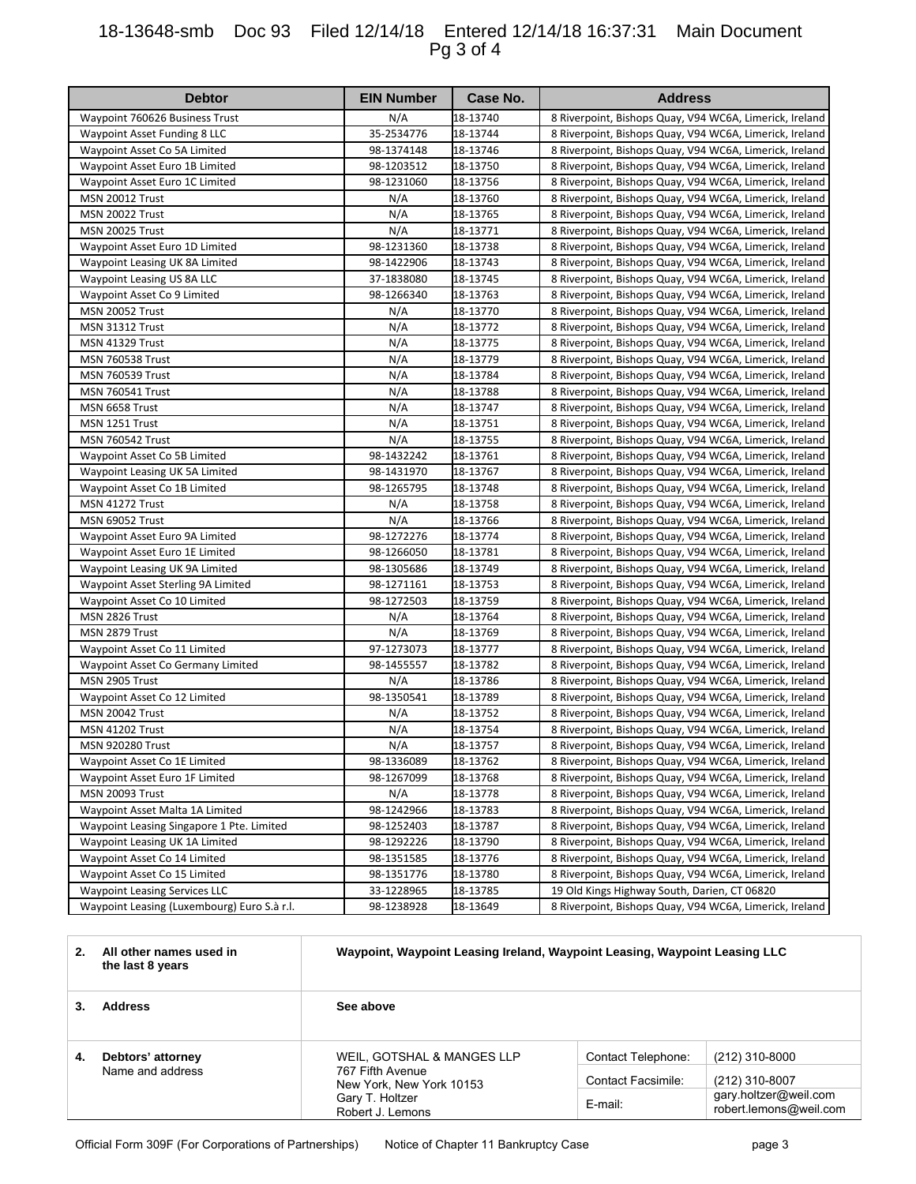| Debtor | EIN Number | Case No. | Address |
| --- | --- | --- | --- |
| Waypoint 760626 Business Trust | N/A | 18-13740 | 8 Riverpoint, Bishops Quay, V94 WC6A, Limerick, Ireland |
| Waypoint Asset Funding 8 LLC | 35-2534776 | 18-13744 | 8 Riverpoint, Bishops Quay, V94 WC6A, Limerick, Ireland |
| Waypoint Asset Co 5A Limited | 98-1374148 | 18-13746 | 8 Riverpoint, Bishops Quay, V94 WC6A, Limerick, Ireland |
| Waypoint Asset Euro 1B Limited | 98-1203512 | 18-13750 | 8 Riverpoint, Bishops Quay, V94 WC6A, Limerick, Ireland |
| Waypoint Asset Euro 1C Limited | 98-1231060 | 18-13756 | 8 Riverpoint, Bishops Quay, V94 WC6A, Limerick, Ireland |
| MSN 20012 Trust | N/A | 18-13760 | 8 Riverpoint, Bishops Quay, V94 WC6A, Limerick, Ireland |
| MSN 20022 Trust | N/A | 18-13765 | 8 Riverpoint, Bishops Quay, V94 WC6A, Limerick, Ireland |
| MSN 20025 Trust | N/A | 18-13771 | 8 Riverpoint, Bishops Quay, V94 WC6A, Limerick, Ireland |
| Waypoint Asset Euro 1D Limited | 98-1231360 | 18-13738 | 8 Riverpoint, Bishops Quay, V94 WC6A, Limerick, Ireland |
| Waypoint Leasing UK 8A Limited | 98-1422906 | 18-13743 | 8 Riverpoint, Bishops Quay, V94 WC6A, Limerick, Ireland |
| Waypoint Leasing US 8A LLC | 37-1838080 | 18-13745 | 8 Riverpoint, Bishops Quay, V94 WC6A, Limerick, Ireland |
| Waypoint Asset Co 9 Limited | 98-1266340 | 18-13763 | 8 Riverpoint, Bishops Quay, V94 WC6A, Limerick, Ireland |
| MSN 20052 Trust | N/A | 18-13770 | 8 Riverpoint, Bishops Quay, V94 WC6A, Limerick, Ireland |
| MSN 31312 Trust | N/A | 18-13772 | 8 Riverpoint, Bishops Quay, V94 WC6A, Limerick, Ireland |
| MSN 41329 Trust | N/A | 18-13775 | 8 Riverpoint, Bishops Quay, V94 WC6A, Limerick, Ireland |
| MSN 760538 Trust | N/A | 18-13779 | 8 Riverpoint, Bishops Quay, V94 WC6A, Limerick, Ireland |
| MSN 760539 Trust | N/A | 18-13784 | 8 Riverpoint, Bishops Quay, V94 WC6A, Limerick, Ireland |
| MSN 760541 Trust | N/A | 18-13788 | 8 Riverpoint, Bishops Quay, V94 WC6A, Limerick, Ireland |
| MSN 6658 Trust | N/A | 18-13747 | 8 Riverpoint, Bishops Quay, V94 WC6A, Limerick, Ireland |
| MSN 1251 Trust | N/A | 18-13751 | 8 Riverpoint, Bishops Quay, V94 WC6A, Limerick, Ireland |
| MSN 760542 Trust | N/A | 18-13755 | 8 Riverpoint, Bishops Quay, V94 WC6A, Limerick, Ireland |
| Waypoint Asset Co 5B Limited | 98-1432242 | 18-13761 | 8 Riverpoint, Bishops Quay, V94 WC6A, Limerick, Ireland |
| Waypoint Leasing UK 5A Limited | 98-1431970 | 18-13767 | 8 Riverpoint, Bishops Quay, V94 WC6A, Limerick, Ireland |
| Waypoint Asset Co 1B Limited | 98-1265795 | 18-13748 | 8 Riverpoint, Bishops Quay, V94 WC6A, Limerick, Ireland |
| MSN 41272 Trust | N/A | 18-13758 | 8 Riverpoint, Bishops Quay, V94 WC6A, Limerick, Ireland |
| MSN 69052 Trust | N/A | 18-13766 | 8 Riverpoint, Bishops Quay, V94 WC6A, Limerick, Ireland |
| Waypoint Asset Euro 9A Limited | 98-1272276 | 18-13774 | 8 Riverpoint, Bishops Quay, V94 WC6A, Limerick, Ireland |
| Waypoint Asset Euro 1E Limited | 98-1266050 | 18-13781 | 8 Riverpoint, Bishops Quay, V94 WC6A, Limerick, Ireland |
| Waypoint Leasing UK 9A Limited | 98-1305686 | 18-13749 | 8 Riverpoint, Bishops Quay, V94 WC6A, Limerick, Ireland |
| Waypoint Asset Sterling 9A Limited | 98-1271161 | 18-13753 | 8 Riverpoint, Bishops Quay, V94 WC6A, Limerick, Ireland |
| Waypoint Asset Co 10 Limited | 98-1272503 | 18-13759 | 8 Riverpoint, Bishops Quay, V94 WC6A, Limerick, Ireland |
| MSN 2826 Trust | N/A | 18-13764 | 8 Riverpoint, Bishops Quay, V94 WC6A, Limerick, Ireland |
| MSN 2879 Trust | N/A | 18-13769 | 8 Riverpoint, Bishops Quay, V94 WC6A, Limerick, Ireland |
| Waypoint Asset Co 11 Limited | 97-1273073 | 18-13777 | 8 Riverpoint, Bishops Quay, V94 WC6A, Limerick, Ireland |
| Waypoint Asset Co Germany Limited | 98-1455557 | 18-13782 | 8 Riverpoint, Bishops Quay, V94 WC6A, Limerick, Ireland |
| MSN 2905 Trust | N/A | 18-13786 | 8 Riverpoint, Bishops Quay, V94 WC6A, Limerick, Ireland |
| Waypoint Asset Co 12 Limited | 98-1350541 | 18-13789 | 8 Riverpoint, Bishops Quay, V94 WC6A, Limerick, Ireland |
| MSN 20042 Trust | N/A | 18-13752 | 8 Riverpoint, Bishops Quay, V94 WC6A, Limerick, Ireland |
| MSN 41202 Trust | N/A | 18-13754 | 8 Riverpoint, Bishops Quay, V94 WC6A, Limerick, Ireland |
| MSN 920280 Trust | N/A | 18-13757 | 8 Riverpoint, Bishops Quay, V94 WC6A, Limerick, Ireland |
| Waypoint Asset Co 1E Limited | 98-1336089 | 18-13762 | 8 Riverpoint, Bishops Quay, V94 WC6A, Limerick, Ireland |
| Waypoint Asset Euro 1F Limited | 98-1267099 | 18-13768 | 8 Riverpoint, Bishops Quay, V94 WC6A, Limerick, Ireland |
| MSN 20093 Trust | N/A | 18-13778 | 8 Riverpoint, Bishops Quay, V94 WC6A, Limerick, Ireland |
| Waypoint Asset Malta 1A Limited | 98-1242966 | 18-13783 | 8 Riverpoint, Bishops Quay, V94 WC6A, Limerick, Ireland |
| Waypoint Leasing Singapore 1 Pte. Limited | 98-1252403 | 18-13787 | 8 Riverpoint, Bishops Quay, V94 WC6A, Limerick, Ireland |
| Waypoint Leasing UK 1A Limited | 98-1292226 | 18-13790 | 8 Riverpoint, Bishops Quay, V94 WC6A, Limerick, Ireland |
| Waypoint Asset Co 14 Limited | 98-1351585 | 18-13776 | 8 Riverpoint, Bishops Quay, V94 WC6A, Limerick, Ireland |
| Waypoint Asset Co 15 Limited | 98-1351776 | 18-13780 | 8 Riverpoint, Bishops Quay, V94 WC6A, Limerick, Ireland |
| Waypoint Leasing Services LLC | 33-1228965 | 18-13785 | 19 Old Kings Highway South, Darien, CT 06820 |
| Waypoint Leasing (Luxembourg) Euro S.à r.l. | 98-1238928 | 18-13649 | 8 Riverpoint, Bishops Quay, V94 WC6A, Limerick, Ireland |

| | | | | |
| --- | --- | --- | --- | --- |
| **2.** | **All other names used in the last 8 years** | **Waypoint, Waypoint Leasing Ireland, Waypoint Leasing, Waypoint Leasing LLC** | | |
| **3.** | **Address** | **See above** | | |
| **4.** | **Debtors' attorney** Name and address | WEIL, GOTSHAL & MANGES LLP 767 Fifth Avenue New York, New York 10153 Gary T. Holtzer Robert J. Lemons | Contact Telephone: | (212) 310-8000 |
| | | | Contact Facsimile: | (212) 310-8007 |
| | | | E-mail: | gary.holtzer@weil.com robert.lemons@weil.com |

Official Form 309F (For Corporations of Partnerships) Notice of Chapter 11 Bankruptcy Case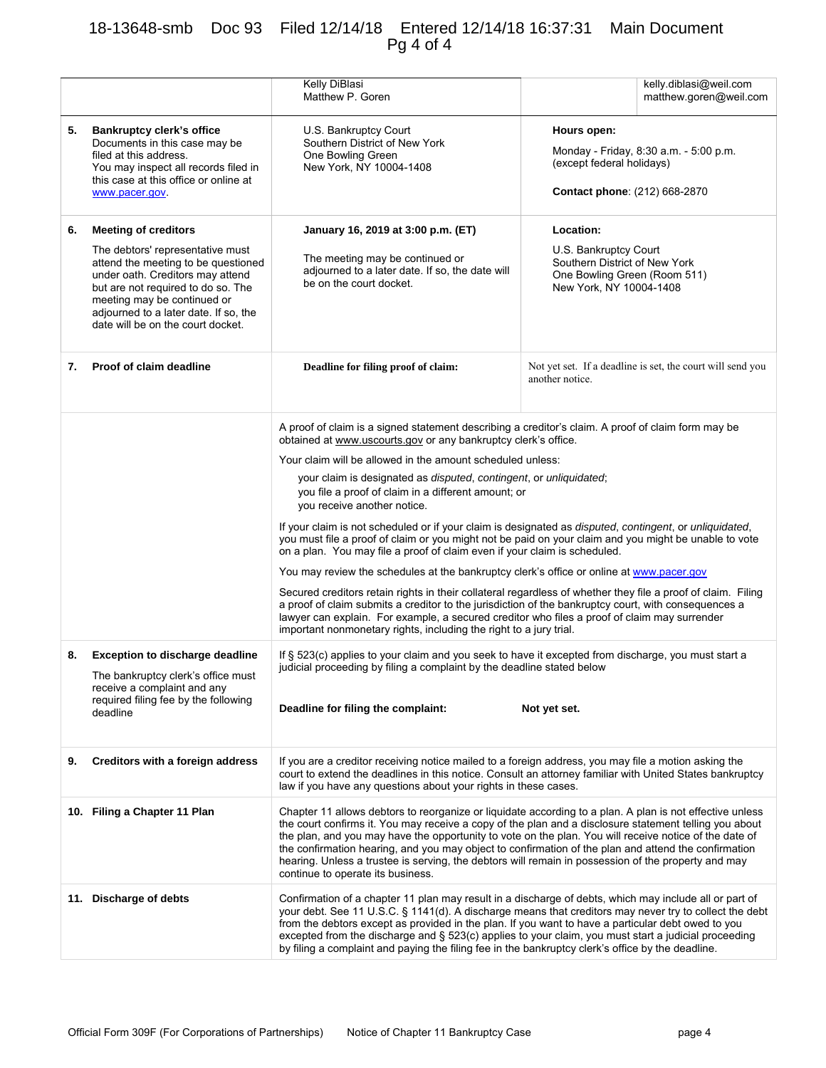| | | | |
|---|---|---|---|
| | Kelly DiBlasi<br>Matthew P. Goren | | kelly.diblasi@weil.com<br>matthew.goren@weil.com |
| **5. Bankruptcy clerk's office**<br>Documents in this case may be filed at this address.<br>You may inspect all records filed in this case at this office or online at www.pacer.gov. | U.S. Bankruptcy Court<br>Southern District of New York<br>One Bowling Green<br>New York, NY 10004-1408 | **Hours open:**<br>Monday - Friday, 8:30 a.m. - 5:00 p.m. (except federal holidays)<br>**Contact phone**: (212) 668-2870 | |
| **6. Meeting of creditors**<br>The debtors' representative must attend the meeting to be questioned under oath. Creditors may attend but are not required to do so. The meeting may be continued or adjourned to a later date. If so, the date will be on the court docket. | **January 16, 2019 at 3:00 p.m. (ET)**<br>The meeting may be continued or adjourned to a later date. If so, the date will be on the court docket. | **Location:**<br>U.S. Bankruptcy Court<br>Southern District of New York<br>One Bowling Green (Room 511)<br>New York, NY 10004-1408 | |
| **7. Proof of claim deadline** | **Deadline for filing proof of claim:** | Not yet set. If a deadline is set, the court will send you another notice. | |

A proof of claim is a signed statement describing a creditor's claim. A proof of claim form may be obtained at www.uscourts.gov or any bankruptcy clerk's office.

Your claim will be allowed in the amount scheduled unless:

- your claim is designated as *disputed*, *contingent*, or *unliquidated*;
- you file a proof of claim in a different amount; or
- you receive another notice.

If your claim is not scheduled or if your claim is designated as *disputed*, *contingent*, or *unliquidated*, you must file a proof of claim or you might not be paid on your claim and you might be unable to vote on a plan. You may file a proof of claim even if your claim is scheduled.

You may review the schedules at the bankruptcy clerk's office or online at www.pacer.gov

Secured creditors retain rights in their collateral regardless of whether they file a proof of claim. Filing a proof of claim submits a creditor to the jurisdiction of the bankruptcy court, with consequences a lawyer can explain. For example, a secured creditor who files a proof of claim may surrender important nonmonetary rights, including the right to a jury trial.

| | |
|---|---|
| **8. Exception to discharge deadline**<br>The bankruptcy clerk's office must receive a complaint and any required filing fee by the following deadline | If § 523(c) applies to your claim and you seek to have it excepted from discharge, you must start a judicial proceeding by filing a complaint by the deadline stated below<br>**Deadline for filing the complaint:** **Not yet set.** |
| **9. Creditors with a foreign address** | If you are a creditor receiving notice mailed to a foreign address, you may file a motion asking the court to extend the deadlines in this notice. Consult an attorney familiar with United States bankruptcy law if you have any questions about your rights in these cases. |
| **10. Filing a Chapter 11 Plan** | Chapter 11 allows debtors to reorganize or liquidate according to a plan. A plan is not effective unless the court confirms it. You may receive a copy of the plan and a disclosure statement telling you about the plan, and you may have the opportunity to vote on the plan. You will receive notice of the date of the confirmation hearing, and you may object to confirmation of the plan and attend the confirmation hearing. Unless a trustee is serving, the debtors will remain in possession of the property and may continue to operate its business. |
| **11. Discharge of debts** | Confirmation of a chapter 11 plan may result in a discharge of debts, which may include all or part of your debt. See 11 U.S.C. § 1141(d). A discharge means that creditors may never try to collect the debt from the debtors except as provided in the plan. If you want to have a particular debt owed to you excepted from the discharge and § 523(c) applies to your claim, you must start a judicial proceeding by filing a complaint and paying the filing fee in the bankruptcy clerk's office by the deadline. |

Official Form 309F (For Corporations of Partnerships) Notice of Chapter 11 Bankruptcy Case